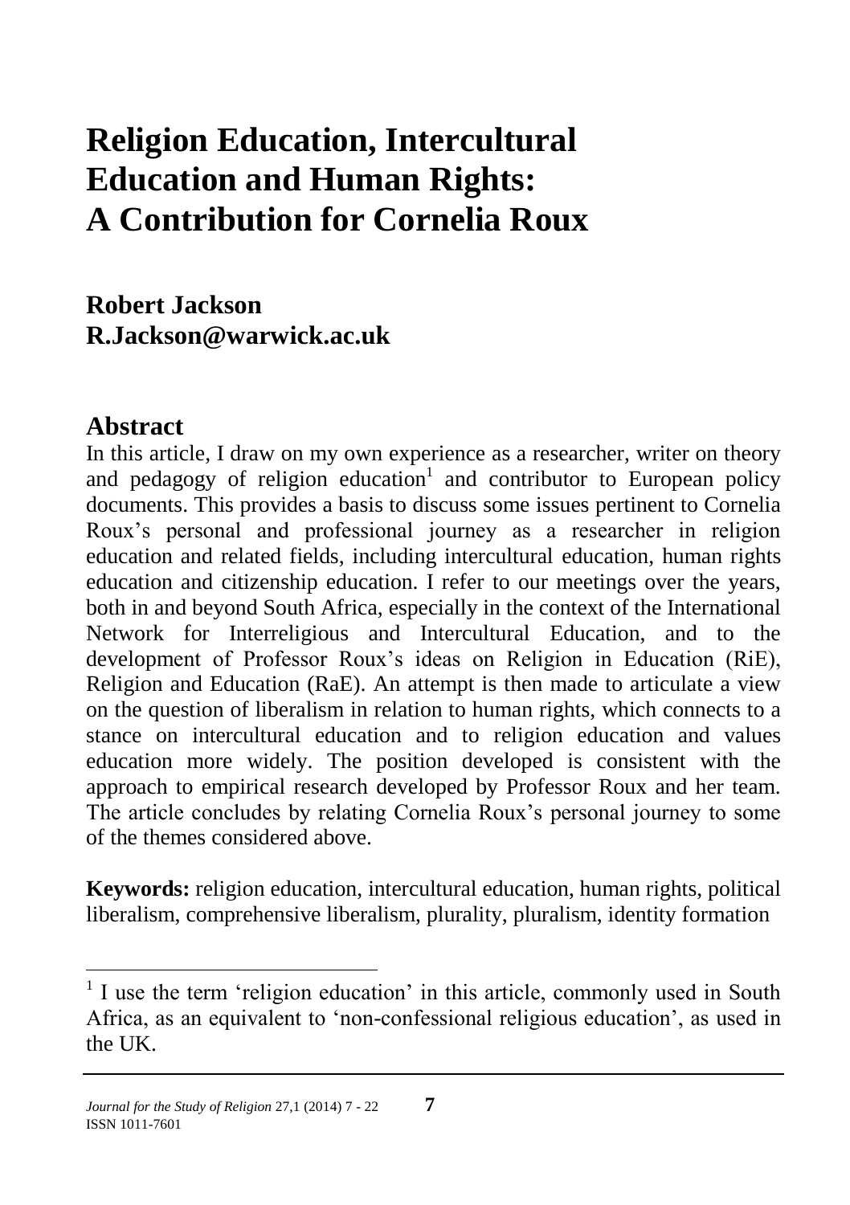# Religion Education, Intercultural Education and Human Rights: A Contribution for Cornelia Roux

**Robert Jackson**
**R.Jackson@warwick.ac.uk**

## Abstract

In this article, I draw on my own experience as a researcher, writer on theory and pedagogy of religion education[1] and contributor to European policy documents. This provides a basis to discuss some issues pertinent to Cornelia Roux's personal and professional journey as a researcher in religion education and related fields, including intercultural education, human rights education and citizenship education. I refer to our meetings over the years, both in and beyond South Africa, especially in the context of the International Network for Interreligious and Intercultural Education, and to the development of Professor Roux's ideas on Religion in Education (RiE), Religion and Education (RaE). An attempt is then made to articulate a view on the question of liberalism in relation to human rights, which connects to a stance on intercultural education and to religion education and values education more widely. The position developed is consistent with the approach to empirical research developed by Professor Roux and her team. The article concludes by relating Cornelia Roux's personal journey to some of the themes considered above.

**Keywords:** religion education, intercultural education, human rights, political liberalism, comprehensive liberalism, plurality, pluralism, identity formation

---

[1] I use the term 'religion education' in this article, commonly used in South Africa, as an equivalent to 'non-confessional religious education', as used in the UK.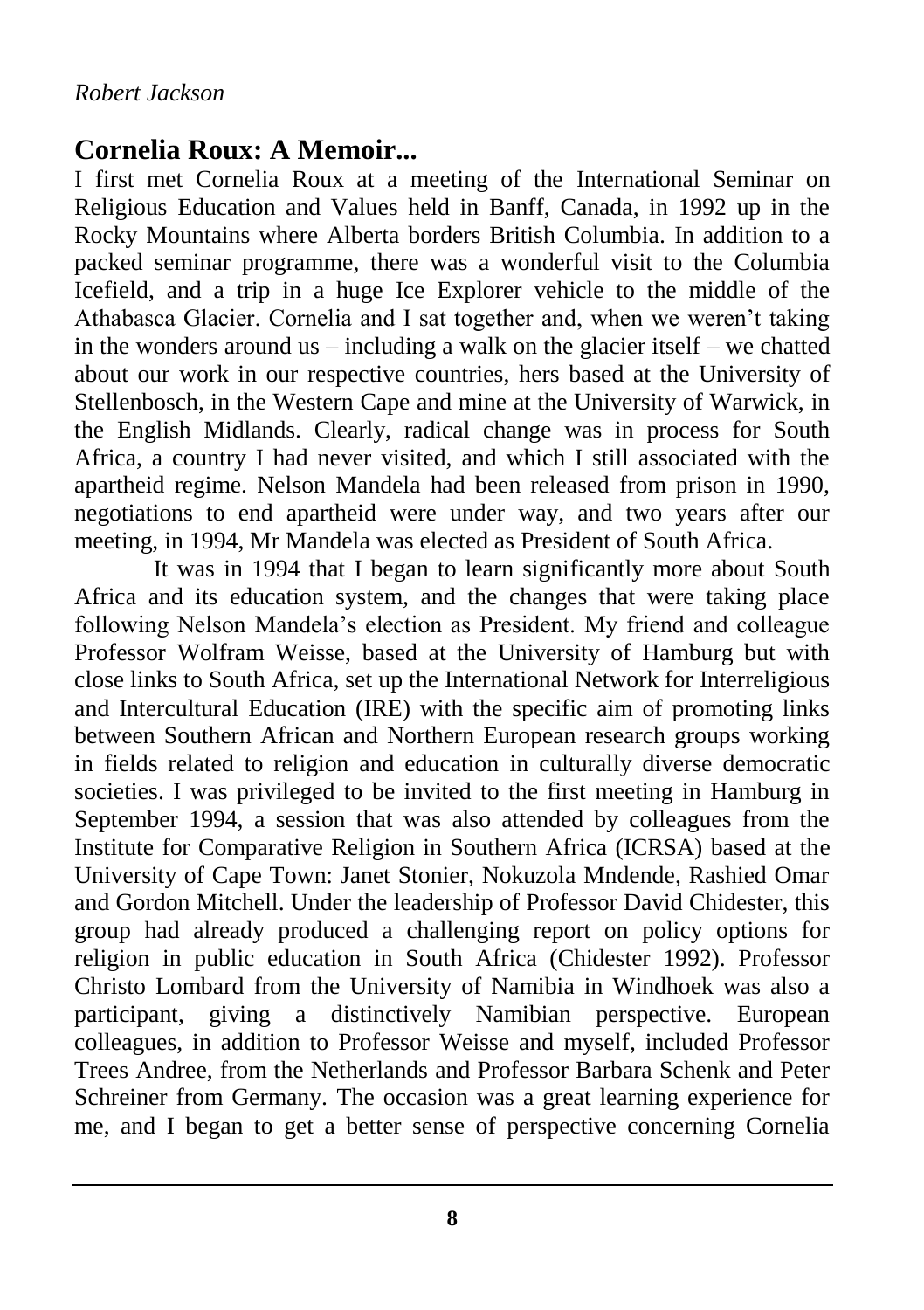*Robert Jackson*

## Cornelia Roux: A Memoir...

I first met Cornelia Roux at a meeting of the International Seminar on Religious Education and Values held in Banff, Canada, in 1992 up in the Rocky Mountains where Alberta borders British Columbia. In addition to a packed seminar programme, there was a wonderful visit to the Columbia Icefield, and a trip in a huge Ice Explorer vehicle to the middle of the Athabasca Glacier. Cornelia and I sat together and, when we weren't taking in the wonders around us – including a walk on the glacier itself – we chatted about our work in our respective countries, hers based at the University of Stellenbosch, in the Western Cape and mine at the University of Warwick, in the English Midlands. Clearly, radical change was in process for South Africa, a country I had never visited, and which I still associated with the apartheid regime. Nelson Mandela had been released from prison in 1990, negotiations to end apartheid were under way, and two years after our meeting, in 1994, Mr Mandela was elected as President of South Africa.

It was in 1994 that I began to learn significantly more about South Africa and its education system, and the changes that were taking place following Nelson Mandela's election as President. My friend and colleague Professor Wolfram Weisse, based at the University of Hamburg but with close links to South Africa, set up the International Network for Interreligious and Intercultural Education (IRE) with the specific aim of promoting links between Southern African and Northern European research groups working in fields related to religion and education in culturally diverse democratic societies. I was privileged to be invited to the first meeting in Hamburg in September 1994, a session that was also attended by colleagues from the Institute for Comparative Religion in Southern Africa (ICRSA) based at the University of Cape Town: Janet Stonier, Nokuzola Mndende, Rashied Omar and Gordon Mitchell. Under the leadership of Professor David Chidester, this group had already produced a challenging report on policy options for religion in public education in South Africa (Chidester 1992). Professor Christo Lombard from the University of Namibia in Windhoek was also a participant, giving a distinctively Namibian perspective. European colleagues, in addition to Professor Weisse and myself, included Professor Trees Andree, from the Netherlands and Professor Barbara Schenk and Peter Schreiner from Germany. The occasion was a great learning experience for me, and I began to get a better sense of perspective concerning Cornelia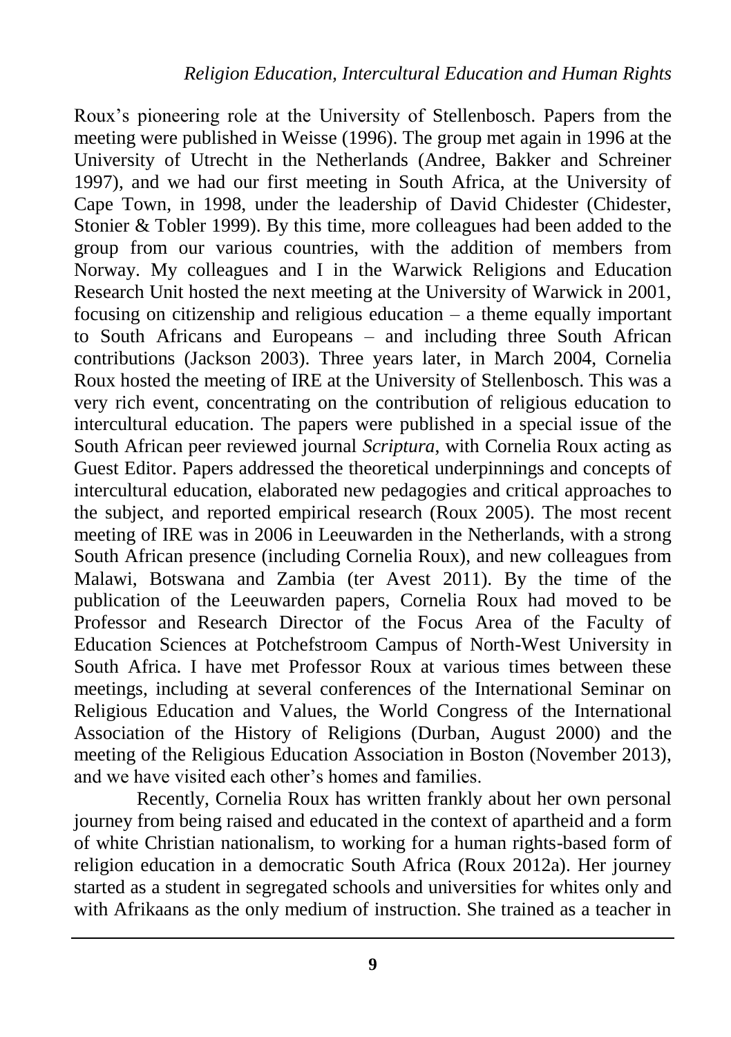Roux's pioneering role at the University of Stellenbosch. Papers from the meeting were published in Weisse (1996). The group met again in 1996 at the University of Utrecht in the Netherlands (Andree, Bakker and Schreiner 1997), and we had our first meeting in South Africa, at the University of Cape Town, in 1998, under the leadership of David Chidester (Chidester, Stonier & Tobler 1999). By this time, more colleagues had been added to the group from our various countries, with the addition of members from Norway. My colleagues and I in the Warwick Religions and Education Research Unit hosted the next meeting at the University of Warwick in 2001, focusing on citizenship and religious education – a theme equally important to South Africans and Europeans – and including three South African contributions (Jackson 2003). Three years later, in March 2004, Cornelia Roux hosted the meeting of IRE at the University of Stellenbosch. This was a very rich event, concentrating on the contribution of religious education to intercultural education. The papers were published in a special issue of the South African peer reviewed journal *Scriptura*, with Cornelia Roux acting as Guest Editor. Papers addressed the theoretical underpinnings and concepts of intercultural education, elaborated new pedagogies and critical approaches to the subject, and reported empirical research (Roux 2005). The most recent meeting of IRE was in 2006 in Leeuwarden in the Netherlands, with a strong South African presence (including Cornelia Roux), and new colleagues from Malawi, Botswana and Zambia (ter Avest 2011). By the time of the publication of the Leeuwarden papers, Cornelia Roux had moved to be Professor and Research Director of the Focus Area of the Faculty of Education Sciences at Potchefstroom Campus of North-West University in South Africa. I have met Professor Roux at various times between these meetings, including at several conferences of the International Seminar on Religious Education and Values, the World Congress of the International Association of the History of Religions (Durban, August 2000) and the meeting of the Religious Education Association in Boston (November 2013), and we have visited each other's homes and families.

Recently, Cornelia Roux has written frankly about her own personal journey from being raised and educated in the context of apartheid and a form of white Christian nationalism, to working for a human rights-based form of religion education in a democratic South Africa (Roux 2012a). Her journey started as a student in segregated schools and universities for whites only and with Afrikaans as the only medium of instruction. She trained as a teacher in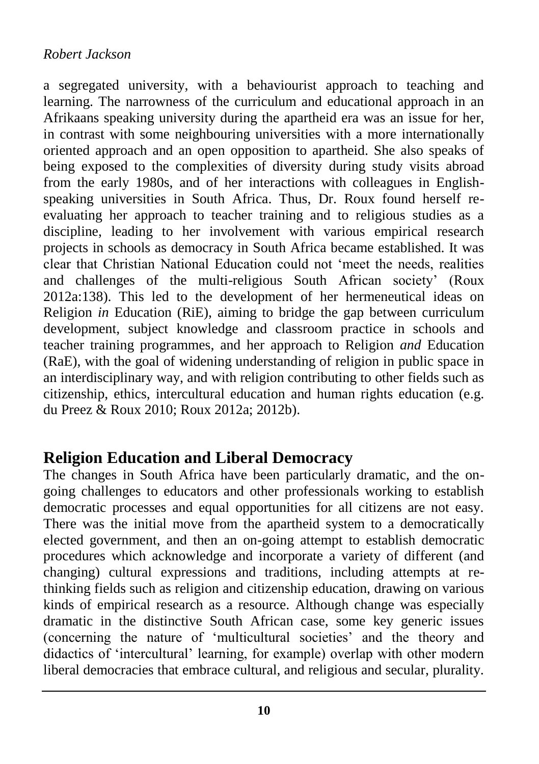a segregated university, with a behaviourist approach to teaching and learning. The narrowness of the curriculum and educational approach in an Afrikaans speaking university during the apartheid era was an issue for her, in contrast with some neighbouring universities with a more internationally oriented approach and an open opposition to apartheid. She also speaks of being exposed to the complexities of diversity during study visits abroad from the early 1980s, and of her interactions with colleagues in English-speaking universities in South Africa. Thus, Dr. Roux found herself re-evaluating her approach to teacher training and to religious studies as a discipline, leading to her involvement with various empirical research projects in schools as democracy in South Africa became established. It was clear that Christian National Education could not 'meet the needs, realities and challenges of the multi-religious South African society' (Roux 2012a:138). This led to the development of her hermeneutical ideas on Religion *in* Education (RiE), aiming to bridge the gap between curriculum development, subject knowledge and classroom practice in schools and teacher training programmes, and her approach to Religion *and* Education (RaE), with the goal of widening understanding of religion in public space in an interdisciplinary way, and with religion contributing to other fields such as citizenship, ethics, intercultural education and human rights education (e.g. du Preez & Roux 2010; Roux 2012a; 2012b).

## Religion Education and Liberal Democracy

The changes in South Africa have been particularly dramatic, and the on-going challenges to educators and other professionals working to establish democratic processes and equal opportunities for all citizens are not easy. There was the initial move from the apartheid system to a democratically elected government, and then an on-going attempt to establish democratic procedures which acknowledge and incorporate a variety of different (and changing) cultural expressions and traditions, including attempts at re-thinking fields such as religion and citizenship education, drawing on various kinds of empirical research as a resource. Although change was especially dramatic in the distinctive South African case, some key generic issues (concerning the nature of 'multicultural societies' and the theory and didactics of 'intercultural' learning, for example) overlap with other modern liberal democracies that embrace cultural, and religious and secular, plurality.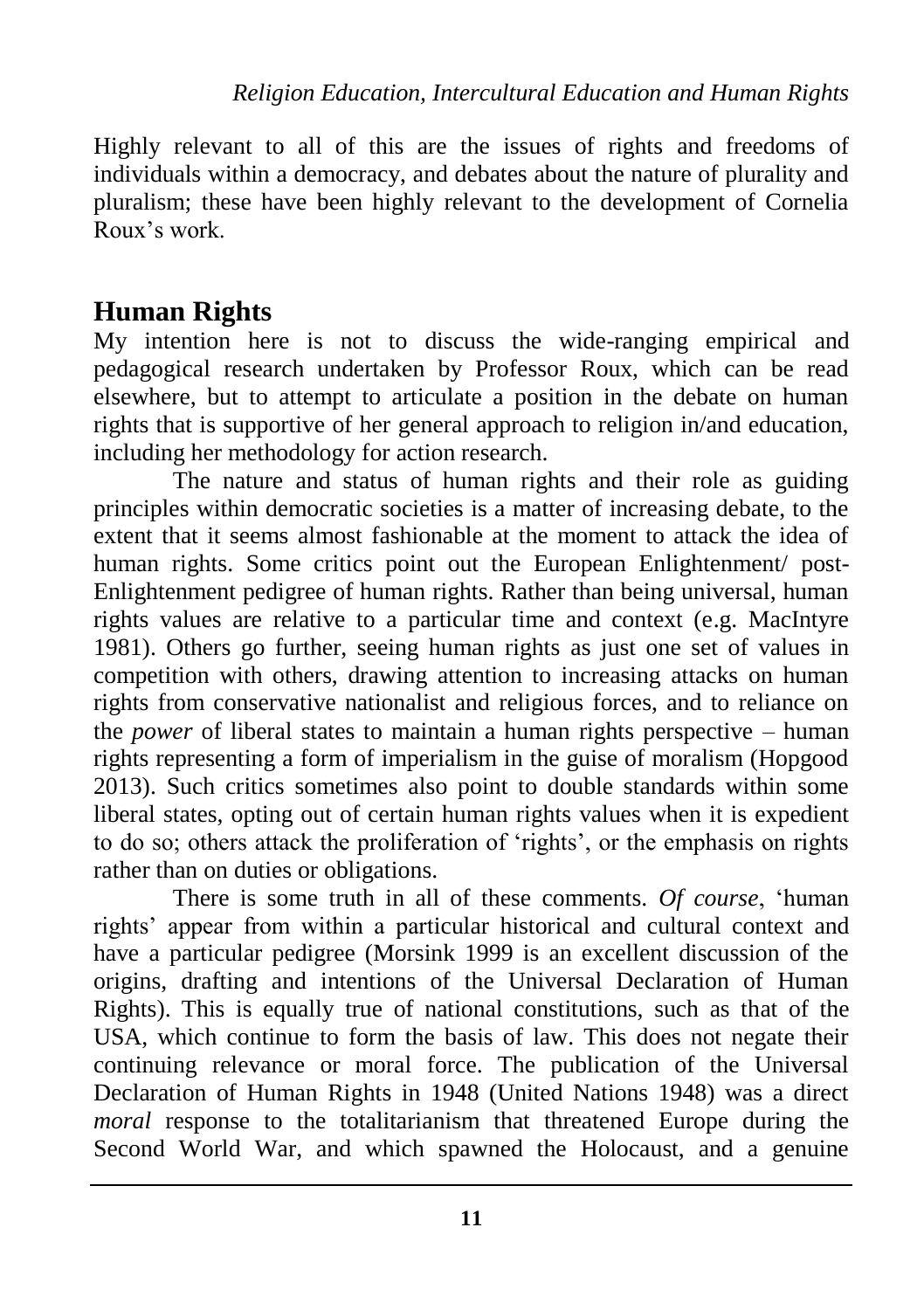Highly relevant to all of this are the issues of rights and freedoms of individuals within a democracy, and debates about the nature of plurality and pluralism; these have been highly relevant to the development of Cornelia Roux's work.

## Human Rights

My intention here is not to discuss the wide-ranging empirical and pedagogical research undertaken by Professor Roux, which can be read elsewhere, but to attempt to articulate a position in the debate on human rights that is supportive of her general approach to religion in/and education, including her methodology for action research.

The nature and status of human rights and their role as guiding principles within democratic societies is a matter of increasing debate, to the extent that it seems almost fashionable at the moment to attack the idea of human rights. Some critics point out the European Enlightenment/ post-Enlightenment pedigree of human rights. Rather than being universal, human rights values are relative to a particular time and context (e.g. MacIntyre 1981). Others go further, seeing human rights as just one set of values in competition with others, drawing attention to increasing attacks on human rights from conservative nationalist and religious forces, and to reliance on the *power* of liberal states to maintain a human rights perspective – human rights representing a form of imperialism in the guise of moralism (Hopgood 2013). Such critics sometimes also point to double standards within some liberal states, opting out of certain human rights values when it is expedient to do so; others attack the proliferation of 'rights', or the emphasis on rights rather than on duties or obligations.

There is some truth in all of these comments. *Of course*, 'human rights' appear from within a particular historical and cultural context and have a particular pedigree (Morsink 1999 is an excellent discussion of the origins, drafting and intentions of the Universal Declaration of Human Rights). This is equally true of national constitutions, such as that of the USA, which continue to form the basis of law. This does not negate their continuing relevance or moral force. The publication of the Universal Declaration of Human Rights in 1948 (United Nations 1948) was a direct *moral* response to the totalitarianism that threatened Europe during the Second World War, and which spawned the Holocaust, and a genuine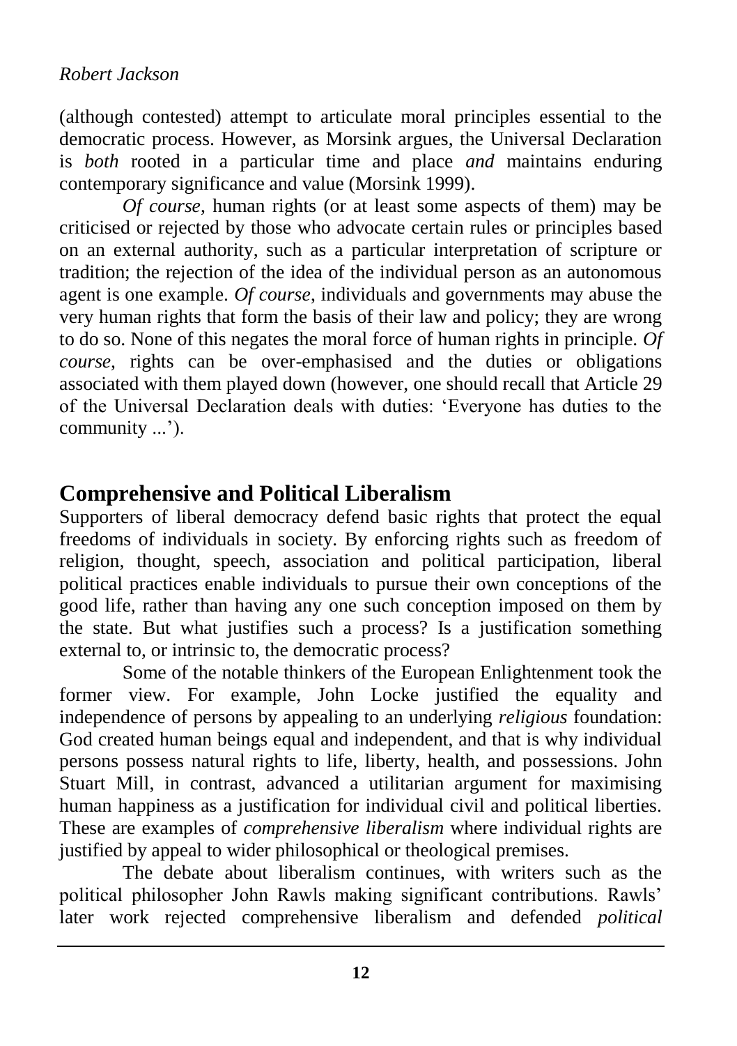(although contested) attempt to articulate moral principles essential to the democratic process. However, as Morsink argues, the Universal Declaration is *both* rooted in a particular time and place *and* maintains enduring contemporary significance and value (Morsink 1999).

*Of course*, human rights (or at least some aspects of them) may be criticised or rejected by those who advocate certain rules or principles based on an external authority, such as a particular interpretation of scripture or tradition; the rejection of the idea of the individual person as an autonomous agent is one example. *Of course*, individuals and governments may abuse the very human rights that form the basis of their law and policy; they are wrong to do so. None of this negates the moral force of human rights in principle. *Of course*, rights can be over-emphasised and the duties or obligations associated with them played down (however, one should recall that Article 29 of the Universal Declaration deals with duties: 'Everyone has duties to the community ...').

## Comprehensive and Political Liberalism

Supporters of liberal democracy defend basic rights that protect the equal freedoms of individuals in society. By enforcing rights such as freedom of religion, thought, speech, association and political participation, liberal political practices enable individuals to pursue their own conceptions of the good life, rather than having any one such conception imposed on them by the state. But what justifies such a process? Is a justification something external to, or intrinsic to, the democratic process?

Some of the notable thinkers of the European Enlightenment took the former view. For example, John Locke justified the equality and independence of persons by appealing to an underlying *religious* foundation: God created human beings equal and independent, and that is why individual persons possess natural rights to life, liberty, health, and possessions. John Stuart Mill, in contrast, advanced a utilitarian argument for maximising human happiness as a justification for individual civil and political liberties. These are examples of *comprehensive liberalism* where individual rights are justified by appeal to wider philosophical or theological premises.

The debate about liberalism continues, with writers such as the political philosopher John Rawls making significant contributions. Rawls' later work rejected comprehensive liberalism and defended *political*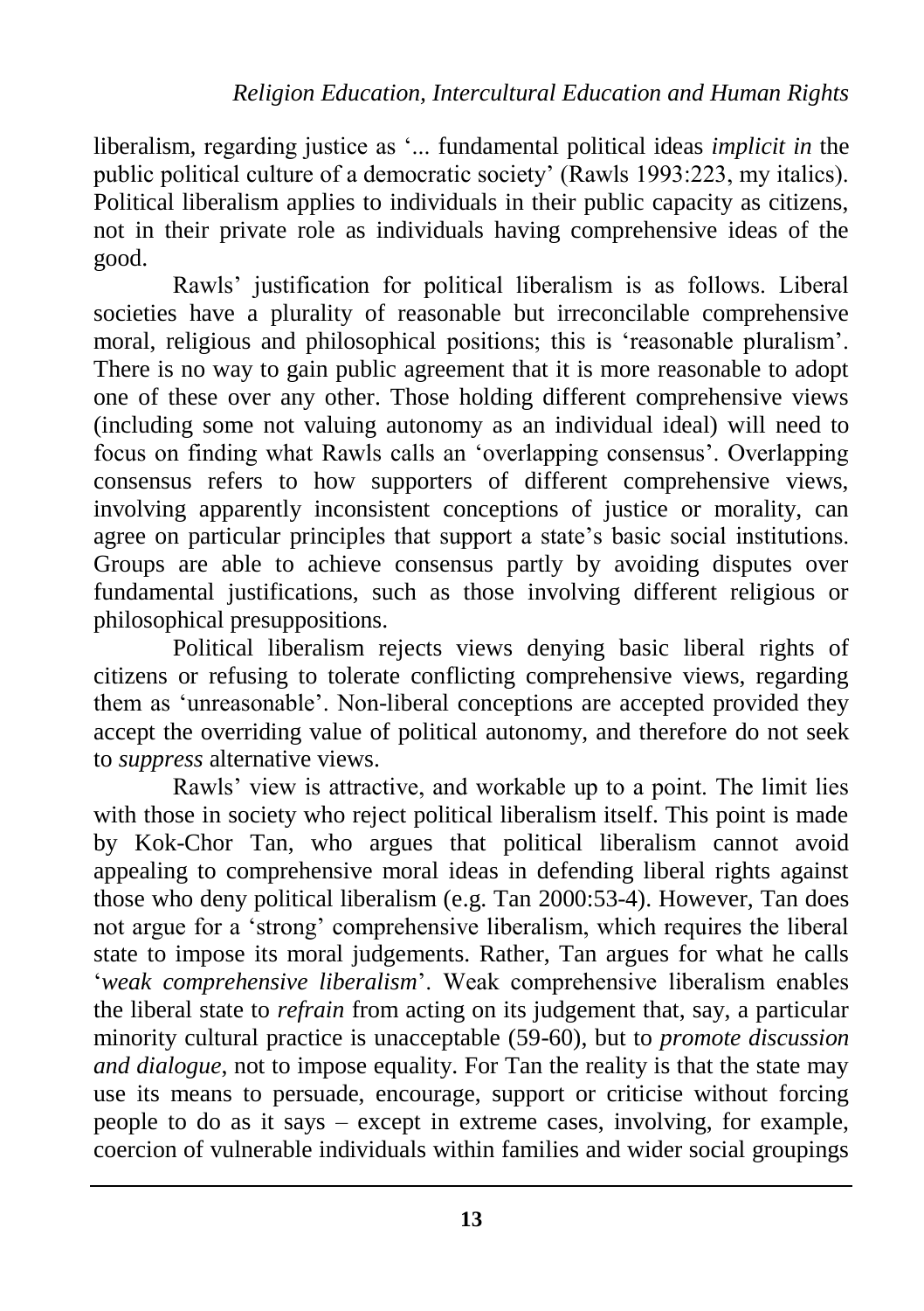liberalism, regarding justice as '... fundamental political ideas *implicit in* the public political culture of a democratic society' (Rawls 1993:223, my italics). Political liberalism applies to individuals in their public capacity as citizens, not in their private role as individuals having comprehensive ideas of the good.

Rawls' justification for political liberalism is as follows. Liberal societies have a plurality of reasonable but irreconcilable comprehensive moral, religious and philosophical positions; this is 'reasonable pluralism'. There is no way to gain public agreement that it is more reasonable to adopt one of these over any other. Those holding different comprehensive views (including some not valuing autonomy as an individual ideal) will need to focus on finding what Rawls calls an 'overlapping consensus'. Overlapping consensus refers to how supporters of different comprehensive views, involving apparently inconsistent conceptions of justice or morality, can agree on particular principles that support a state's basic social institutions. Groups are able to achieve consensus partly by avoiding disputes over fundamental justifications, such as those involving different religious or philosophical presuppositions.

Political liberalism rejects views denying basic liberal rights of citizens or refusing to tolerate conflicting comprehensive views, regarding them as 'unreasonable'. Non-liberal conceptions are accepted provided they accept the overriding value of political autonomy, and therefore do not seek to *suppress* alternative views.

Rawls' view is attractive, and workable up to a point. The limit lies with those in society who reject political liberalism itself. This point is made by Kok-Chor Tan, who argues that political liberalism cannot avoid appealing to comprehensive moral ideas in defending liberal rights against those who deny political liberalism (e.g. Tan 2000:53-4). However, Tan does not argue for a 'strong' comprehensive liberalism, which requires the liberal state to impose its moral judgements. Rather, Tan argues for what he calls '*weak comprehensive liberalism*'. Weak comprehensive liberalism enables the liberal state to *refrain* from acting on its judgement that, say, a particular minority cultural practice is unacceptable (59-60), but to *promote discussion and dialogue*, not to impose equality. For Tan the reality is that the state may use its means to persuade, encourage, support or criticise without forcing people to do as it says – except in extreme cases, involving, for example, coercion of vulnerable individuals within families and wider social groupings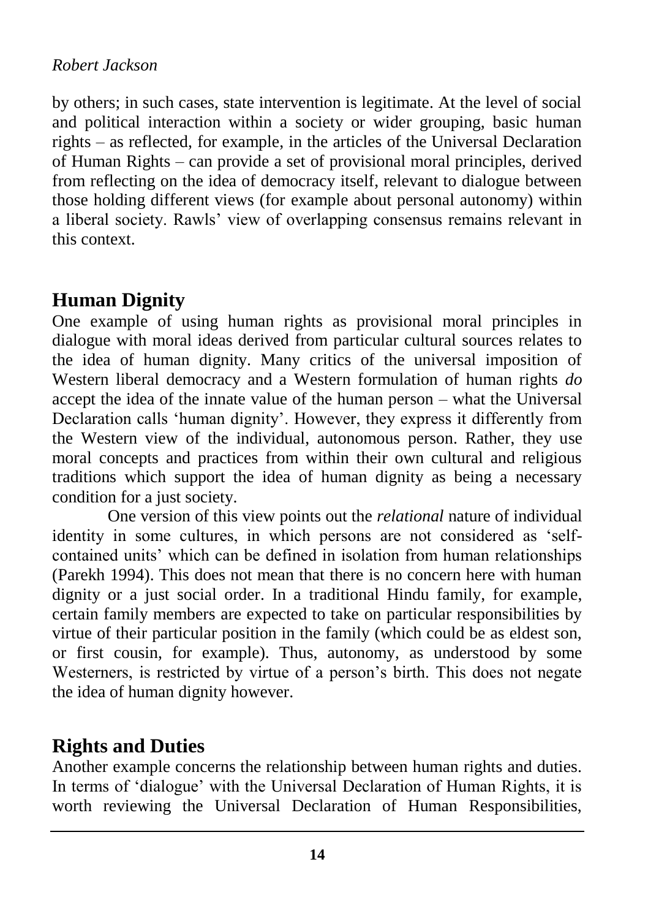by others; in such cases, state intervention is legitimate. At the level of social and political interaction within a society or wider grouping, basic human rights – as reflected, for example, in the articles of the Universal Declaration of Human Rights – can provide a set of provisional moral principles, derived from reflecting on the idea of democracy itself, relevant to dialogue between those holding different views (for example about personal autonomy) within a liberal society. Rawls' view of overlapping consensus remains relevant in this context.

## Human Dignity

One example of using human rights as provisional moral principles in dialogue with moral ideas derived from particular cultural sources relates to the idea of human dignity. Many critics of the universal imposition of Western liberal democracy and a Western formulation of human rights *do* accept the idea of the innate value of the human person – what the Universal Declaration calls 'human dignity'. However, they express it differently from the Western view of the individual, autonomous person. Rather, they use moral concepts and practices from within their own cultural and religious traditions which support the idea of human dignity as being a necessary condition for a just society.

One version of this view points out the *relational* nature of individual identity in some cultures, in which persons are not considered as 'self-contained units' which can be defined in isolation from human relationships (Parekh 1994). This does not mean that there is no concern here with human dignity or a just social order. In a traditional Hindu family, for example, certain family members are expected to take on particular responsibilities by virtue of their particular position in the family (which could be as eldest son, or first cousin, for example). Thus, autonomy, as understood by some Westerners, is restricted by virtue of a person's birth. This does not negate the idea of human dignity however.

## Rights and Duties

Another example concerns the relationship between human rights and duties. In terms of 'dialogue' with the Universal Declaration of Human Rights, it is worth reviewing the Universal Declaration of Human Responsibilities,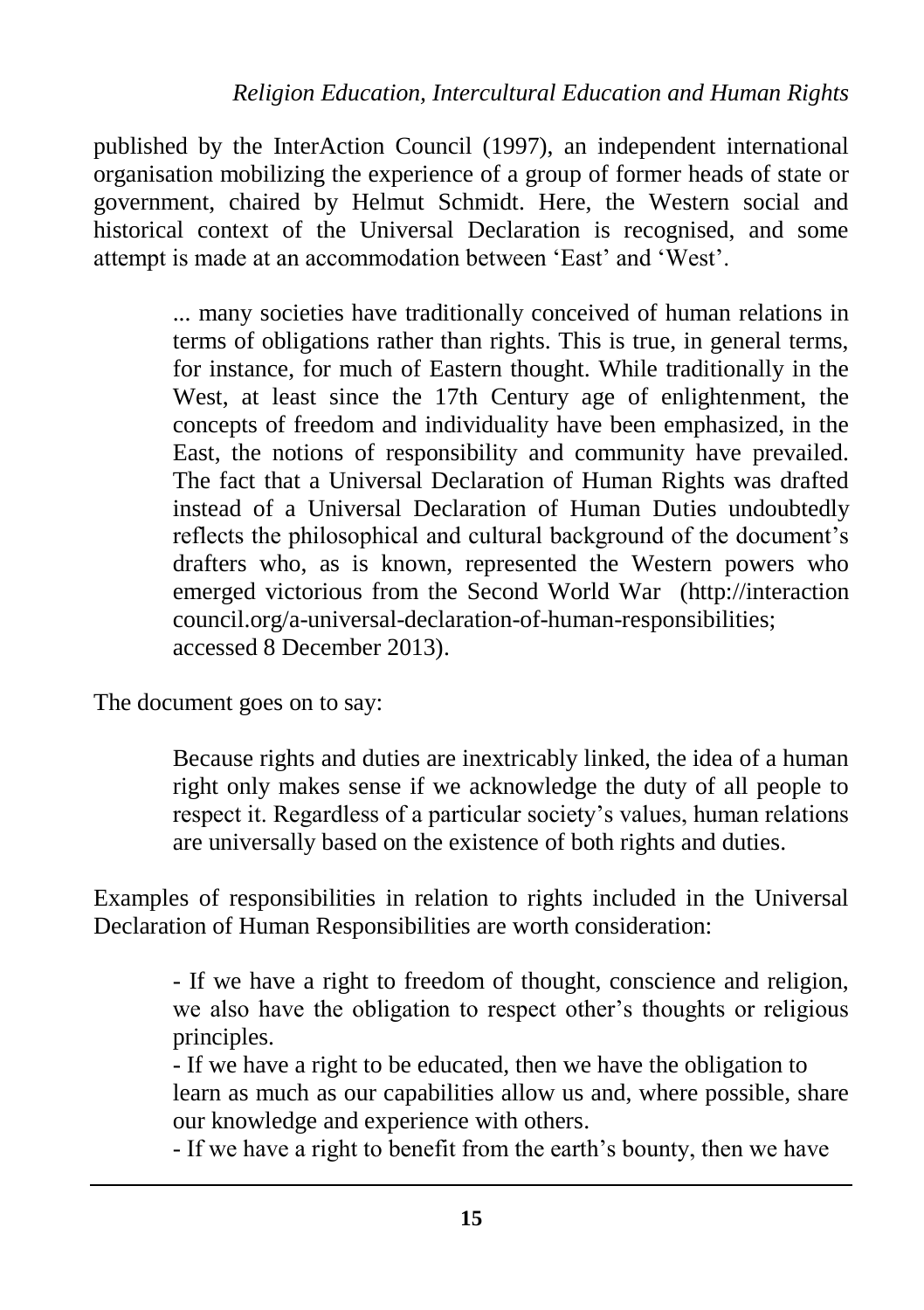published by the InterAction Council (1997), an independent international organisation mobilizing the experience of a group of former heads of state or government, chaired by Helmut Schmidt. Here, the Western social and historical context of the Universal Declaration is recognised, and some attempt is made at an accommodation between 'East' and 'West'.

> ... many societies have traditionally conceived of human relations in terms of obligations rather than rights. This is true, in general terms, for instance, for much of Eastern thought. While traditionally in the West, at least since the 17th Century age of enlightenment, the concepts of freedom and individuality have been emphasized, in the East, the notions of responsibility and community have prevailed. The fact that a Universal Declaration of Human Rights was drafted instead of a Universal Declaration of Human Duties undoubtedly reflects the philosophical and cultural background of the document's drafters who, as is known, represented the Western powers who emerged victorious from the Second World War (http://interaction council.org/a-universal-declaration-of-human-responsibilities; accessed 8 December 2013).

The document goes on to say:

> Because rights and duties are inextricably linked, the idea of a human right only makes sense if we acknowledge the duty of all people to respect it. Regardless of a particular society's values, human relations are universally based on the existence of both rights and duties.

Examples of responsibilities in relation to rights included in the Universal Declaration of Human Responsibilities are worth consideration:

> - If we have a right to freedom of thought, conscience and religion, we also have the obligation to respect other's thoughts or religious principles.
> - If we have a right to be educated, then we have the obligation to learn as much as our capabilities allow us and, where possible, share our knowledge and experience with others.
> - If we have a right to benefit from the earth's bounty, then we have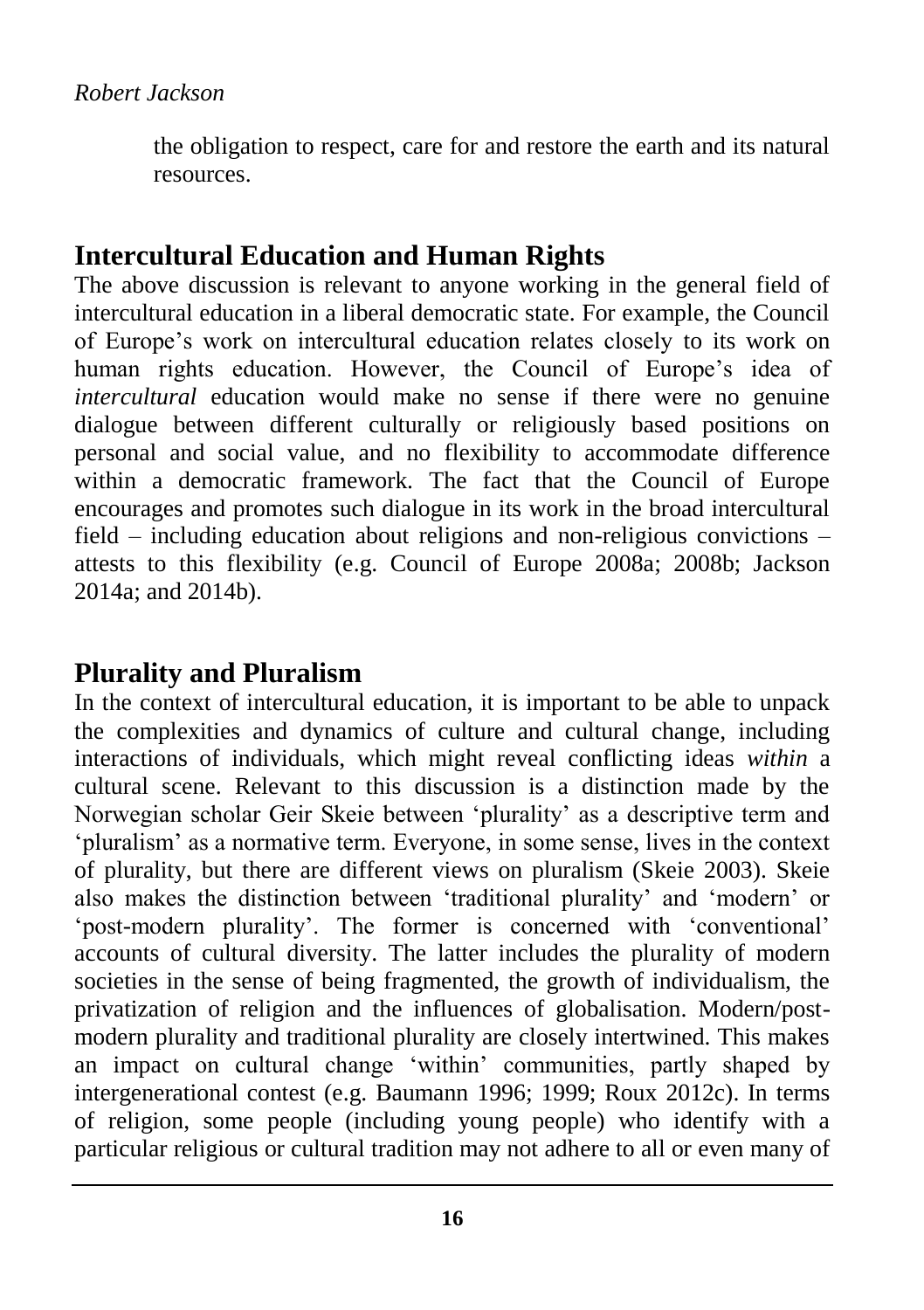the obligation to respect, care for and restore the earth and its natural resources.

## Intercultural Education and Human Rights

The above discussion is relevant to anyone working in the general field of intercultural education in a liberal democratic state. For example, the Council of Europe's work on intercultural education relates closely to its work on human rights education. However, the Council of Europe's idea of *intercultural* education would make no sense if there were no genuine dialogue between different culturally or religiously based positions on personal and social value, and no flexibility to accommodate difference within a democratic framework. The fact that the Council of Europe encourages and promotes such dialogue in its work in the broad intercultural field – including education about religions and non-religious convictions – attests to this flexibility (e.g. Council of Europe 2008a; 2008b; Jackson 2014a; and 2014b).

## Plurality and Pluralism

In the context of intercultural education, it is important to be able to unpack the complexities and dynamics of culture and cultural change, including interactions of individuals, which might reveal conflicting ideas *within* a cultural scene. Relevant to this discussion is a distinction made by the Norwegian scholar Geir Skeie between 'plurality' as a descriptive term and 'pluralism' as a normative term. Everyone, in some sense, lives in the context of plurality, but there are different views on pluralism (Skeie 2003). Skeie also makes the distinction between 'traditional plurality' and 'modern' or 'post-modern plurality'. The former is concerned with 'conventional' accounts of cultural diversity. The latter includes the plurality of modern societies in the sense of being fragmented, the growth of individualism, the privatization of religion and the influences of globalisation. Modern/post-modern plurality and traditional plurality are closely intertwined. This makes an impact on cultural change 'within' communities, partly shaped by intergenerational contest (e.g. Baumann 1996; 1999; Roux 2012c). In terms of religion, some people (including young people) who identify with a particular religious or cultural tradition may not adhere to all or even many of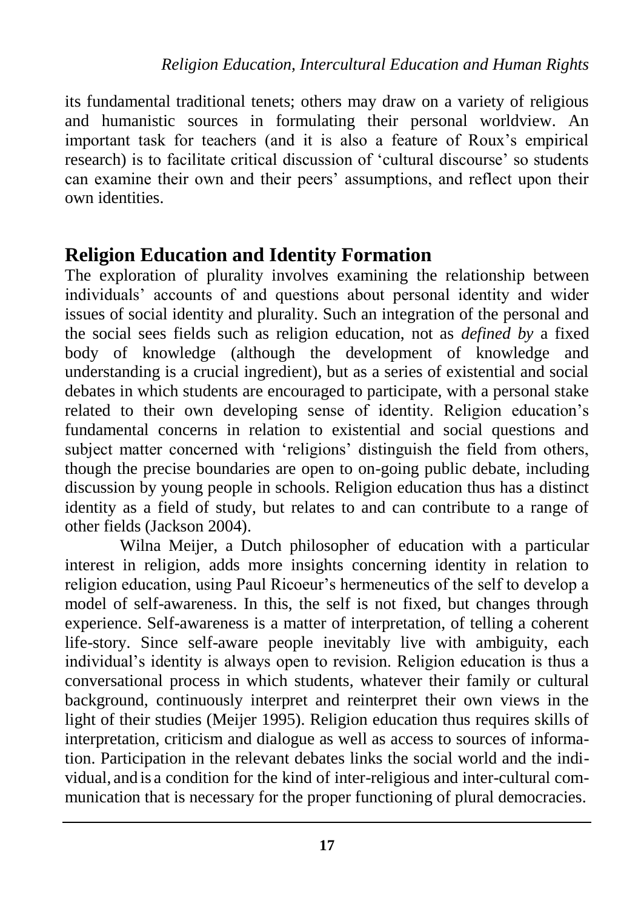its fundamental traditional tenets; others may draw on a variety of religious and humanistic sources in formulating their personal worldview. An important task for teachers (and it is also a feature of Roux's empirical research) is to facilitate critical discussion of 'cultural discourse' so students can examine their own and their peers' assumptions, and reflect upon their own identities.

## Religion Education and Identity Formation

The exploration of plurality involves examining the relationship between individuals' accounts of and questions about personal identity and wider issues of social identity and plurality. Such an integration of the personal and the social sees fields such as religion education, not as *defined by* a fixed body of knowledge (although the development of knowledge and understanding is a crucial ingredient), but as a series of existential and social debates in which students are encouraged to participate, with a personal stake related to their own developing sense of identity. Religion education's fundamental concerns in relation to existential and social questions and subject matter concerned with 'religions' distinguish the field from others, though the precise boundaries are open to on-going public debate, including discussion by young people in schools. Religion education thus has a distinct identity as a field of study, but relates to and can contribute to a range of other fields (Jackson 2004).

Wilna Meijer, a Dutch philosopher of education with a particular interest in religion, adds more insights concerning identity in relation to religion education, using Paul Ricoeur's hermeneutics of the self to develop a model of self-awareness. In this, the self is not fixed, but changes through experience. Self-awareness is a matter of interpretation, of telling a coherent life-story. Since self-aware people inevitably live with ambiguity, each individual's identity is always open to revision. Religion education is thus a conversational process in which students, whatever their family or cultural background, continuously interpret and reinterpret their own views in the light of their studies (Meijer 1995). Religion education thus requires skills of interpretation, criticism and dialogue as well as access to sources of information. Participation in the relevant debates links the social world and the individual, and is a condition for the kind of inter-religious and inter-cultural communication that is necessary for the proper functioning of plural democracies.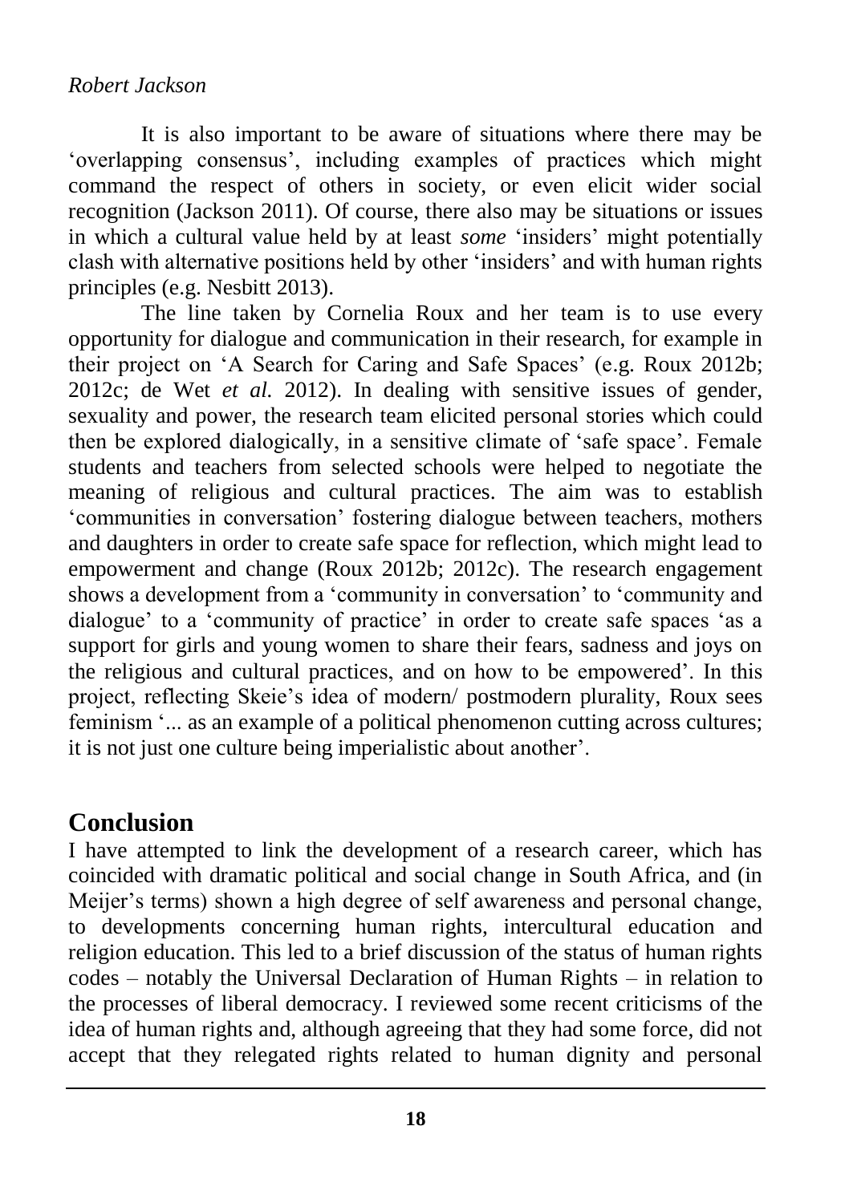It is also important to be aware of situations where there may be 'overlapping consensus', including examples of practices which might command the respect of others in society, or even elicit wider social recognition (Jackson 2011). Of course, there also may be situations or issues in which a cultural value held by at least *some* 'insiders' might potentially clash with alternative positions held by other 'insiders' and with human rights principles (e.g. Nesbitt 2013).

The line taken by Cornelia Roux and her team is to use every opportunity for dialogue and communication in their research, for example in their project on 'A Search for Caring and Safe Spaces' (e.g. Roux 2012b; 2012c; de Wet *et al.* 2012). In dealing with sensitive issues of gender, sexuality and power, the research team elicited personal stories which could then be explored dialogically, in a sensitive climate of 'safe space'. Female students and teachers from selected schools were helped to negotiate the meaning of religious and cultural practices. The aim was to establish 'communities in conversation' fostering dialogue between teachers, mothers and daughters in order to create safe space for reflection, which might lead to empowerment and change (Roux 2012b; 2012c). The research engagement shows a development from a 'community in conversation' to 'community and dialogue' to a 'community of practice' in order to create safe spaces 'as a support for girls and young women to share their fears, sadness and joys on the religious and cultural practices, and on how to be empowered'. In this project, reflecting Skeie's idea of modern/ postmodern plurality, Roux sees feminism '... as an example of a political phenomenon cutting across cultures; it is not just one culture being imperialistic about another'.

## Conclusion

I have attempted to link the development of a research career, which has coincided with dramatic political and social change in South Africa, and (in Meijer's terms) shown a high degree of self awareness and personal change, to developments concerning human rights, intercultural education and religion education. This led to a brief discussion of the status of human rights codes – notably the Universal Declaration of Human Rights – in relation to the processes of liberal democracy. I reviewed some recent criticisms of the idea of human rights and, although agreeing that they had some force, did not accept that they relegated rights related to human dignity and personal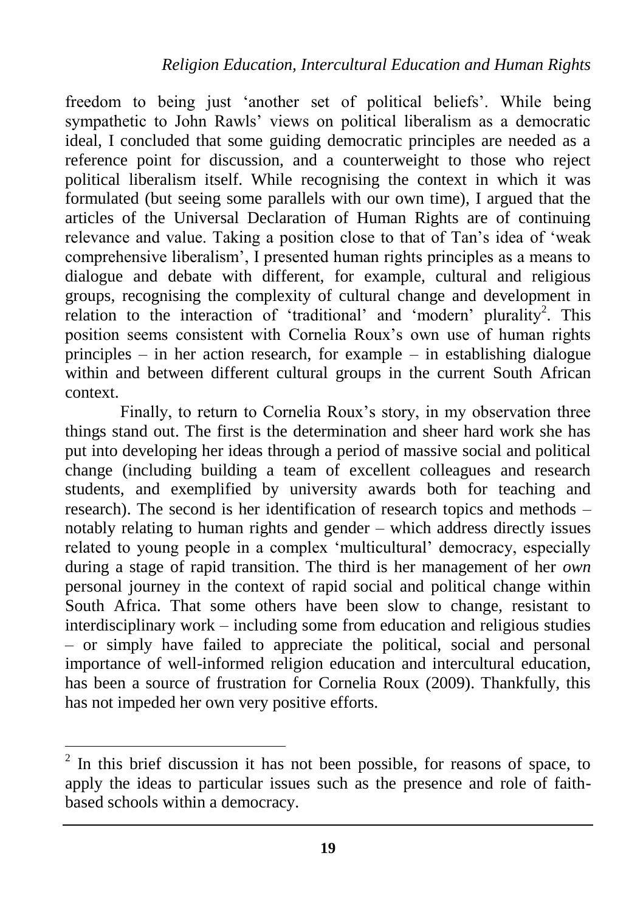freedom to being just 'another set of political beliefs'. While being sympathetic to John Rawls' views on political liberalism as a democratic ideal, I concluded that some guiding democratic principles are needed as a reference point for discussion, and a counterweight to those who reject political liberalism itself. While recognising the context in which it was formulated (but seeing some parallels with our own time), I argued that the articles of the Universal Declaration of Human Rights are of continuing relevance and value. Taking a position close to that of Tan's idea of 'weak comprehensive liberalism', I presented human rights principles as a means to dialogue and debate with different, for example, cultural and religious groups, recognising the complexity of cultural change and development in relation to the interaction of 'traditional' and 'modern' plurality[2]. This position seems consistent with Cornelia Roux's own use of human rights principles – in her action research, for example – in establishing dialogue within and between different cultural groups in the current South African context.

Finally, to return to Cornelia Roux's story, in my observation three things stand out. The first is the determination and sheer hard work she has put into developing her ideas through a period of massive social and political change (including building a team of excellent colleagues and research students, and exemplified by university awards both for teaching and research). The second is her identification of research topics and methods – notably relating to human rights and gender – which address directly issues related to young people in a complex 'multicultural' democracy, especially during a stage of rapid transition. The third is her management of her *own* personal journey in the context of rapid social and political change within South Africa. That some others have been slow to change, resistant to interdisciplinary work – including some from education and religious studies – or simply have failed to appreciate the political, social and personal importance of well-informed religion education and intercultural education, has been a source of frustration for Cornelia Roux (2009). Thankfully, this has not impeded her own very positive efforts.

---

[2] In this brief discussion it has not been possible, for reasons of space, to apply the ideas to particular issues such as the presence and role of faith-based schools within a democracy.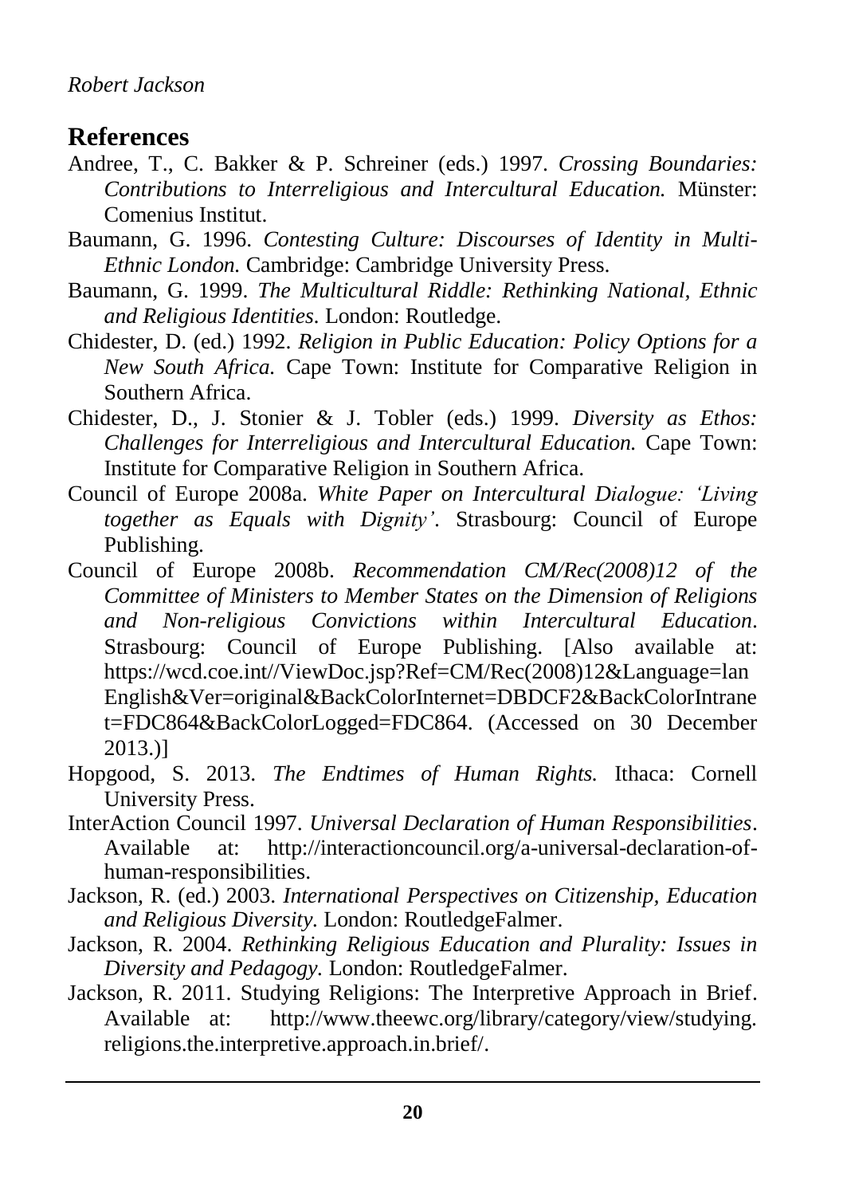## References

Andree, T., C. Bakker & P. Schreiner (eds.) 1997. *Crossing Boundaries: Contributions to Interreligious and Intercultural Education.* Münster: Comenius Institut.

Baumann, G. 1996. *Contesting Culture: Discourses of Identity in Multi-Ethnic London.* Cambridge: Cambridge University Press.

Baumann, G. 1999. *The Multicultural Riddle: Rethinking National, Ethnic and Religious Identities*. London: Routledge.

Chidester, D. (ed.) 1992. *Religion in Public Education: Policy Options for a New South Africa.* Cape Town: Institute for Comparative Religion in Southern Africa.

Chidester, D., J. Stonier & J. Tobler (eds.) 1999. *Diversity as Ethos: Challenges for Interreligious and Intercultural Education.* Cape Town: Institute for Comparative Religion in Southern Africa.

Council of Europe 2008a. *White Paper on Intercultural Dialogue: 'Living together as Equals with Dignity'*. Strasbourg: Council of Europe Publishing.

Council of Europe 2008b. *Recommendation CM/Rec(2008)12 of the Committee of Ministers to Member States on the Dimension of Religions and Non-religious Convictions within Intercultural Education*. Strasbourg: Council of Europe Publishing. [Also available at: https://wcd.coe.int//ViewDoc.jsp?Ref=CM/Rec(2008)12&Language=lanEnglish&Ver=original&BackColorInternet=DBDCF2&BackColorIntranet=FDC864&BackColorLogged=FDC864. (Accessed on 30 December 2013.)]

Hopgood, S. 2013. *The Endtimes of Human Rights.* Ithaca: Cornell University Press.

InterAction Council 1997. *Universal Declaration of Human Responsibilities*. Available at: http://interactioncouncil.org/a-universal-declaration-of-human-responsibilities.

Jackson, R. (ed.) 2003. *International Perspectives on Citizenship, Education and Religious Diversity.* London: RoutledgeFalmer.

Jackson, R. 2004. *Rethinking Religious Education and Plurality: Issues in Diversity and Pedagogy.* London: RoutledgeFalmer.

Jackson, R. 2011. Studying Religions: The Interpretive Approach in Brief. Available at: http://www.theewc.org/library/category/view/studying.religions.the.interpretive.approach.in.brief/.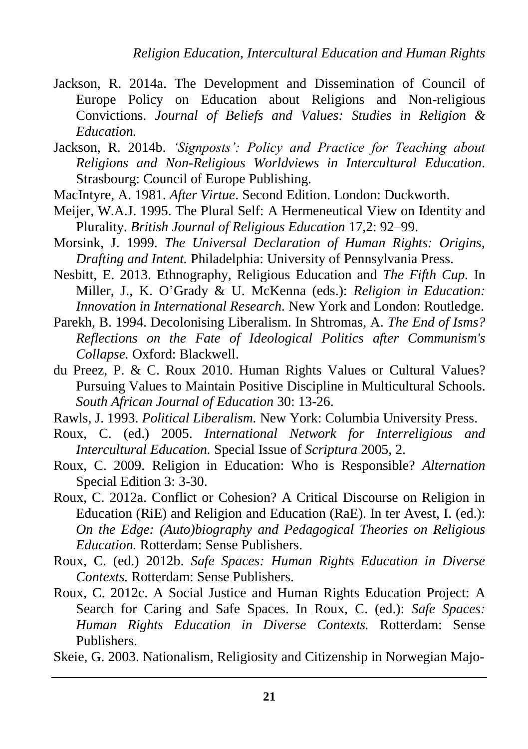Jackson, R. 2014a. The Development and Dissemination of Council of Europe Policy on Education about Religions and Non-religious Convictions. *Journal of Beliefs and Values: Studies in Religion & Education.*

Jackson, R. 2014b. *'Signposts': Policy and Practice for Teaching about Religions and Non-Religious Worldviews in Intercultural Education*. Strasbourg: Council of Europe Publishing.

MacIntyre, A. 1981. *After Virtue*. Second Edition. London: Duckworth.

Meijer, W.A.J. 1995. The Plural Self: A Hermeneutical View on Identity and Plurality. *British Journal of Religious Education* 17,2: 92–99.

Morsink, J. 1999. *The Universal Declaration of Human Rights: Origins, Drafting and Intent.* Philadelphia: University of Pennsylvania Press.

Nesbitt, E. 2013. Ethnography, Religious Education and *The Fifth Cup.* In Miller, J., K. O'Grady & U. McKenna (eds.): *Religion in Education: Innovation in International Research.* New York and London: Routledge.

Parekh, B. 1994. Decolonising Liberalism. In Shtromas, A. *The End of Isms? Reflections on the Fate of Ideological Politics after Communism's Collapse.* Oxford: Blackwell.

du Preez, P. & C. Roux 2010. Human Rights Values or Cultural Values? Pursuing Values to Maintain Positive Discipline in Multicultural Schools. *South African Journal of Education* 30: 13-26.

Rawls, J. 1993. *Political Liberalism.* New York: Columbia University Press.

Roux, C. (ed.) 2005. *International Network for Interreligious and Intercultural Education.* Special Issue of *Scriptura* 2005, 2.

Roux, C. 2009. Religion in Education: Who is Responsible? *Alternation* Special Edition 3: 3-30.

Roux, C. 2012a. Conflict or Cohesion? A Critical Discourse on Religion in Education (RiE) and Religion and Education (RaE). In ter Avest, I. (ed.): *On the Edge: (Auto)biography and Pedagogical Theories on Religious Education.* Rotterdam: Sense Publishers.

Roux, C. (ed.) 2012b. *Safe Spaces: Human Rights Education in Diverse Contexts.* Rotterdam: Sense Publishers.

Roux, C. 2012c. A Social Justice and Human Rights Education Project: A Search for Caring and Safe Spaces. In Roux, C. (ed.): *Safe Spaces: Human Rights Education in Diverse Contexts.* Rotterdam: Sense Publishers.

Skeie, G. 2003. Nationalism, Religiosity and Citizenship in Norwegian Majo-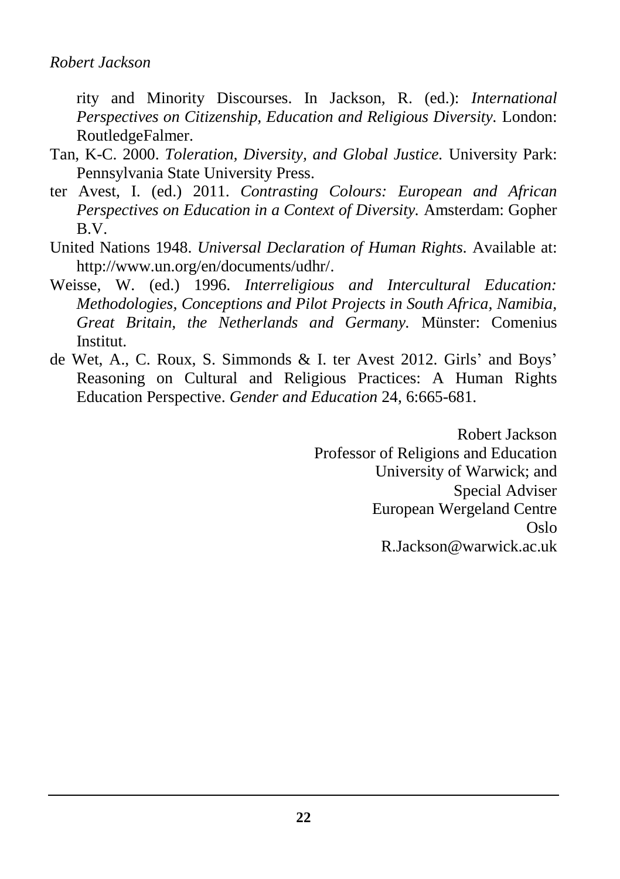rity and Minority Discourses. In Jackson, R. (ed.): *International Perspectives on Citizenship, Education and Religious Diversity*. London: RoutledgeFalmer.

Tan, K-C. 2000. *Toleration, Diversity, and Global Justice.* University Park: Pennsylvania State University Press.

ter Avest, I. (ed.) 2011. *Contrasting Colours: European and African Perspectives on Education in a Context of Diversity.* Amsterdam: Gopher B.V.

United Nations 1948. *Universal Declaration of Human Rights*. Available at: http://www.un.org/en/documents/udhr/.

Weisse, W. (ed.) 1996. *Interreligious and Intercultural Education: Methodologies, Conceptions and Pilot Projects in South Africa, Namibia, Great Britain, the Netherlands and Germany.* Münster: Comenius Institut.

de Wet, A., C. Roux, S. Simmonds & I. ter Avest 2012. Girls' and Boys' Reasoning on Cultural and Religious Practices: A Human Rights Education Perspective. *Gender and Education* 24, 6:665-681.

Robert Jackson  
Professor of Religions and Education  
University of Warwick; and  
Special Adviser  
European Wergeland Centre  
Oslo  
R.Jackson@warwick.ac.uk